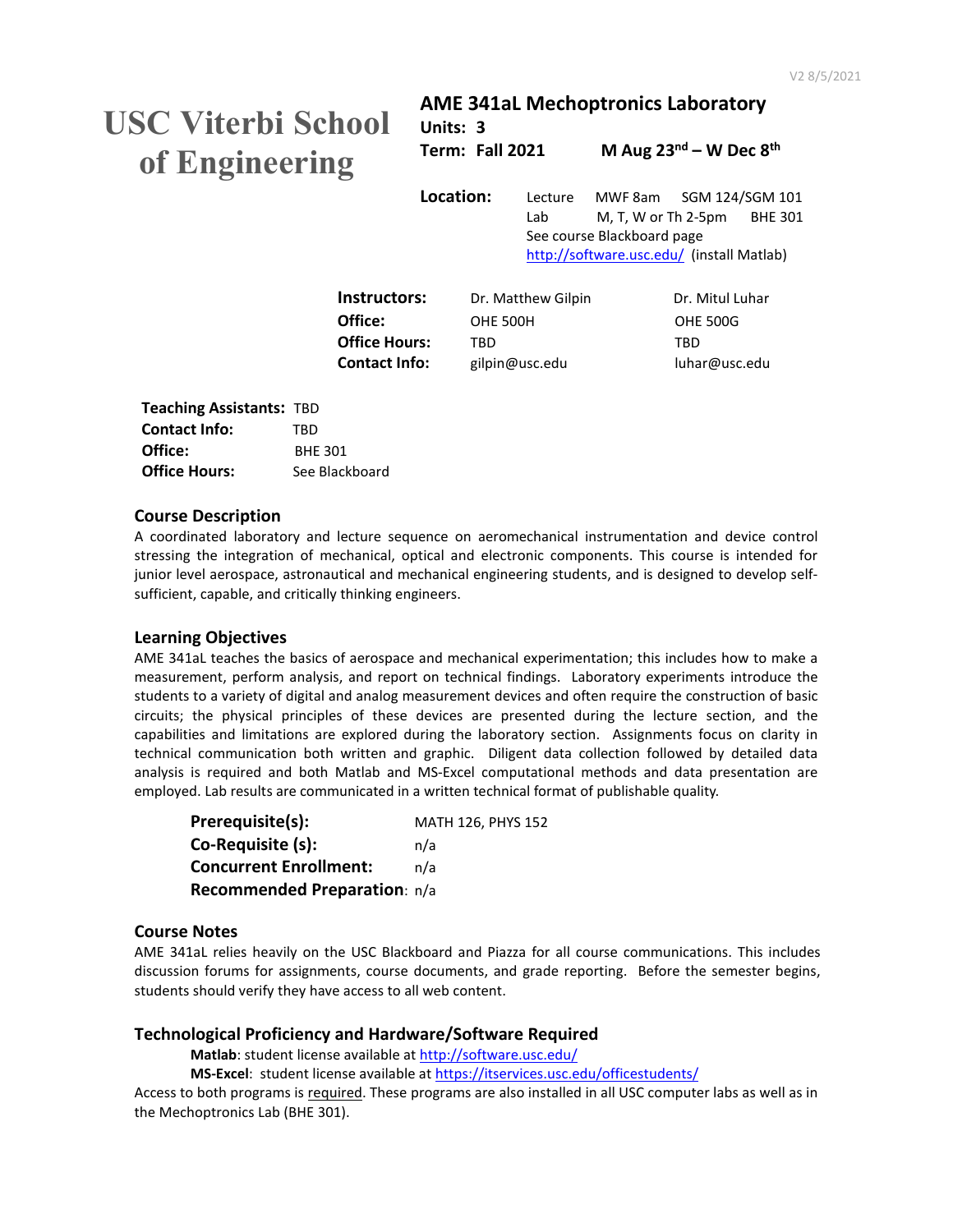V2 8/5/2021

# USC Viterbi School of Engineering

## AME 341aL Mechoptronics Laboratory

**Units: 3**

**Term: Fall 2021** **M Aug 23rd – W Dec 8th**

**Location:**

| | | |
|---|---|---|
| Lecture | MWF 8am | SGM 124/SGM 101 |
| Lab | M, T, W or Th 2-5pm | BHE 301 |

See course Blackboard page

http://software.usc.edu/ (install Matlab)

| | | |
|---|---|---|
| **Instructors:** | Dr. Matthew Gilpin | Dr. Mitul Luhar |
| **Office:** | OHE 500H | OHE 500G |
| **Office Hours:** | TBD | TBD |
| **Contact Info:** | gilpin@usc.edu | luhar@usc.edu |

**Teaching Assistants:** TBD
**Contact Info:** TBD
**Office:** BHE 301
**Office Hours:** See Blackboard

### Course Description

A coordinated laboratory and lecture sequence on aeromechanical instrumentation and device control stressing the integration of mechanical, optical and electronic components. This course is intended for junior level aerospace, astronautical and mechanical engineering students, and is designed to develop self-sufficient, capable, and critically thinking engineers.

### Learning Objectives

AME 341aL teaches the basics of aerospace and mechanical experimentation; this includes how to make a measurement, perform analysis, and report on technical findings. Laboratory experiments introduce the students to a variety of digital and analog measurement devices and often require the construction of basic circuits; the physical principles of these devices are presented during the lecture section, and the capabilities and limitations are explored during the laboratory section. Assignments focus on clarity in technical communication both written and graphic. Diligent data collection followed by detailed data analysis is required and both Matlab and MS-Excel computational methods and data presentation are employed. Lab results are communicated in a written technical format of publishable quality.

**Prerequisite(s):** MATH 126, PHYS 152
**Co-Requisite (s):** n/a
**Concurrent Enrollment:** n/a
**Recommended Preparation**: n/a

### Course Notes

AME 341aL relies heavily on the USC Blackboard and Piazza for all course communications. This includes discussion forums for assignments, course documents, and grade reporting. Before the semester begins, students should verify they have access to all web content.

### Technological Proficiency and Hardware/Software Required

**Matlab**: student license available at http://software.usc.edu/
**MS-Excel**: student license available at https://itservices.usc.edu/officestudents/

Access to both programs is required. These programs are also installed in all USC computer labs as well as in the Mechoptronics Lab (BHE 301).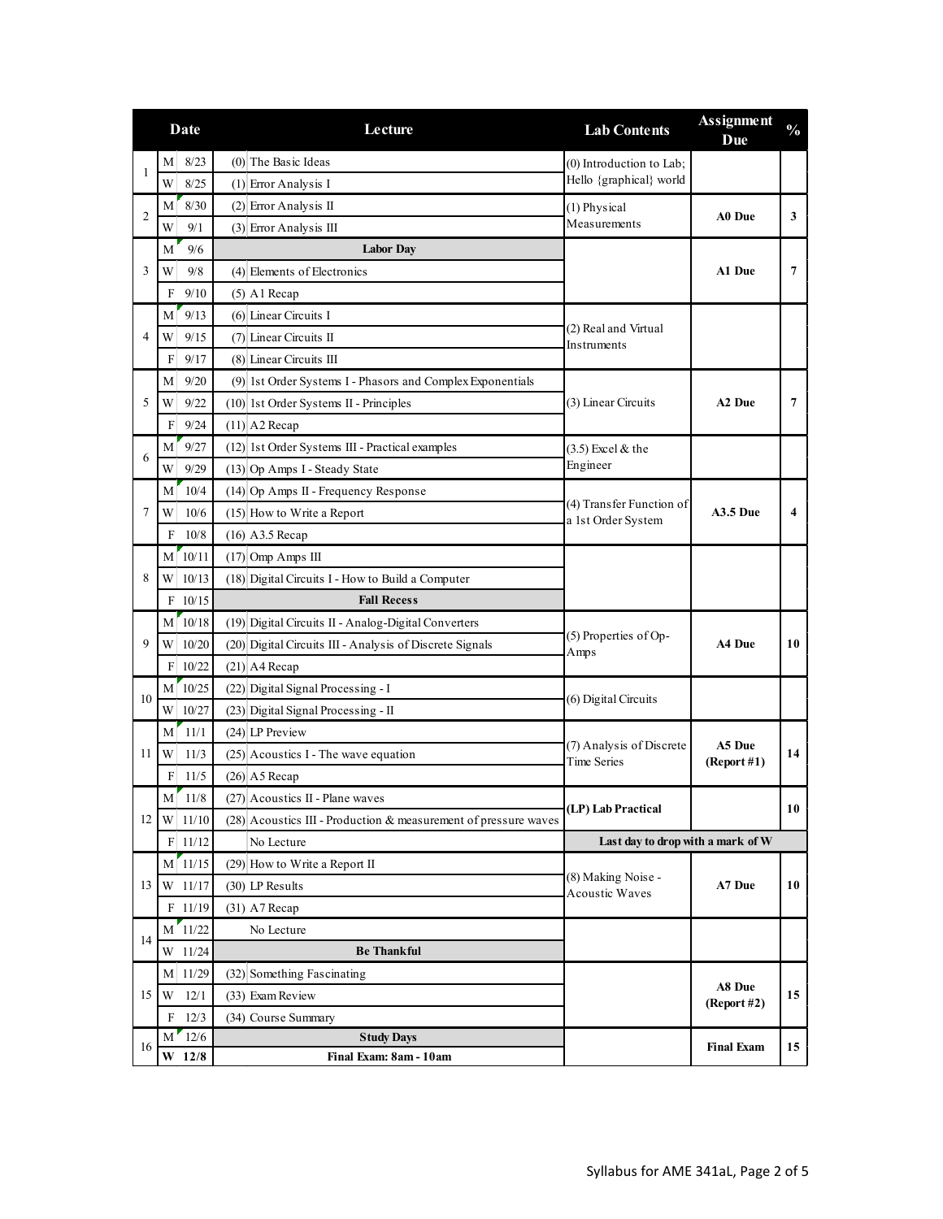| | Date | | Lecture | Lab Contents | Assignment Due | % |
|---|---|---|---|---|---|---|
| 1 | M | 8/23 | (0) The Basic Ideas | (0) Introduction to Lab; Hello {graphical} world | | |
| | W | 8/25 | (1) Error Analysis I | | | |
| 2 | M | 8/30 | (2) Error Analysis II | (1) Physical Measurements | **A0 Due** | **3** |
| | W | 9/1 | (3) Error Analysis III | | | |
| 3 | M | 9/6 | **Labor Day** | | **A1 Due** | **7** |
| | W | 9/8 | (4) Elements of Electronics | | | |
| | F | 9/10 | (5) A1 Recap | | | |
| 4 | M | 9/13 | (6) Linear Circuits I | (2) Real and Virtual Instruments | | |
| | W | 9/15 | (7) Linear Circuits II | | | |
| | F | 9/17 | (8) Linear Circuits III | | | |
| 5 | M | 9/20 | (9) 1st Order Systems I - Phasors and Complex Exponentials | (3) Linear Circuits | **A2 Due** | **7** |
| | W | 9/22 | (10) 1st Order Systems II - Principles | | | |
| | F | 9/24 | (11) A2 Recap | | | |
| 6 | M | 9/27 | (12) 1st Order Systems III - Practical examples | (3.5) Excel & the Engineer | | |
| | W | 9/29 | (13) Op Amps I - Steady State | | | |
| 7 | M | 10/4 | (14) Op Amps II - Frequency Response | (4) Transfer Function of a 1st Order System | **A3.5 Due** | **4** |
| | W | 10/6 | (15) How to Write a Report | | | |
| | F | 10/8 | (16) A3.5 Recap | | | |
| 8 | M | 10/11 | (17) Omp Amps III | | | |
| | W | 10/13 | (18) Digital Circuits I - How to Build a Computer | | | |
| | F | 10/15 | **Fall Recess** | | | |
| 9 | M | 10/18 | (19) Digital Circuits II - Analog-Digital Converters | (5) Properties of Op-Amps | **A4 Due** | **10** |
| | W | 10/20 | (20) Digital Circuits III - Analysis of Discrete Signals | | | |
| | F | 10/22 | (21) A4 Recap | | | |
| 10 | M | 10/25 | (22) Digital Signal Processing - I | (6) Digital Circuits | | |
| | W | 10/27 | (23) Digital Signal Processing - II | | | |
| 11 | M | 11/1 | (24) LP Preview | (7) Analysis of Discrete Time Series | **A5 Due (Report #1)** | **14** |
| | W | 11/3 | (25) Acoustics I - The wave equation | | | |
| | F | 11/5 | (26) A5 Recap | | | |
| 12 | M | 11/8 | (27) Acoustics II - Plane waves | **(LP) Lab Practical** | | **10** |
| | W | 11/10 | (28) Acoustics III - Production & measurement of pressure waves | | | |
| | F | 11/12 | No Lecture | **Last day to drop with a mark of W** | | |
| 13 | M | 11/15 | (29) How to Write a Report II | (8) Making Noise - Acoustic Waves | **A7 Due** | **10** |
| | W | 11/17 | (30) LP Results | | | |
| | F | 11/19 | (31) A7 Recap | | | |
| 14 | M | 11/22 | No Lecture | | | |
| | W | 11/24 | **Be Thankful** | | | |
| 15 | M | 11/29 | (32) Something Fascinating | | **A8 Due (Report #2)** | **15** |
| | W | 12/1 | (33) Exam Review | | | |
| | F | 12/3 | (34) Course Summary | | | |
| 16 | M | 12/6 | **Study Days** | | **Final Exam** | **15** |
| | **W** | **12/8** | **Final Exam: 8am - 10am** | | | |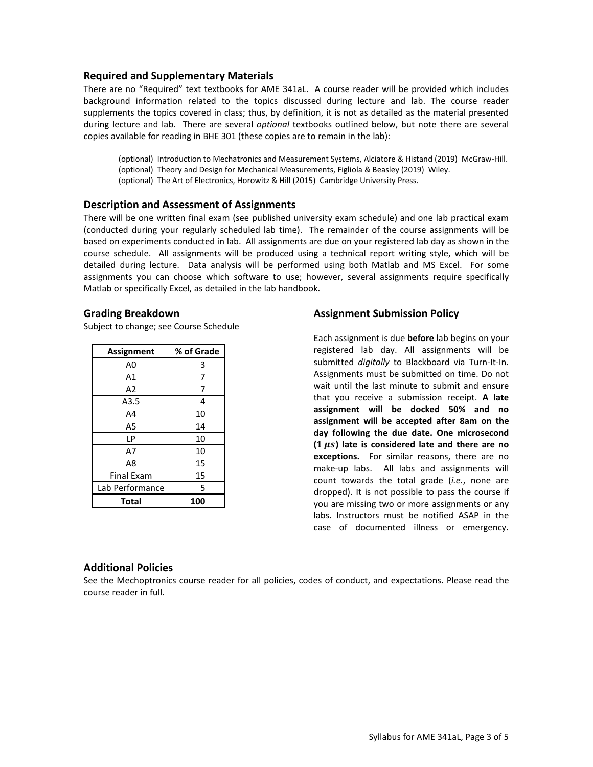## Required and Supplementary Materials

There are no "Required" text textbooks for AME 341aL. A course reader will be provided which includes background information related to the topics discussed during lecture and lab. The course reader supplements the topics covered in class; thus, by definition, it is not as detailed as the material presented during lecture and lab. There are several *optional* textbooks outlined below, but note there are several copies available for reading in BHE 301 (these copies are to remain in the lab):

(optional) Introduction to Mechatronics and Measurement Systems, Alciatore & Histand (2019) McGraw-Hill.
(optional) Theory and Design for Mechanical Measurements, Figliola & Beasley (2019) Wiley.
(optional) The Art of Electronics, Horowitz & Hill (2015) Cambridge University Press.

## Description and Assessment of Assignments

There will be one written final exam (see published university exam schedule) and one lab practical exam (conducted during your regularly scheduled lab time). The remainder of the course assignments will be based on experiments conducted in lab. All assignments are due on your registered lab day as shown in the course schedule. All assignments will be produced using a technical report writing style, which will be detailed during lecture. Data analysis will be performed using both Matlab and MS Excel. For some assignments you can choose which software to use; however, several assignments require specifically Matlab or specifically Excel, as detailed in the lab handbook.

## Grading Breakdown

Subject to change; see Course Schedule

| Assignment | % of Grade |
|---|---|
| A0 | 3 |
| A1 | 7 |
| A2 | 7 |
| A3.5 | 4 |
| A4 | 10 |
| A5 | 14 |
| LP | 10 |
| A7 | 10 |
| A8 | 15 |
| Final Exam | 15 |
| Lab Performance | 5 |
| **Total** | **100** |

## Assignment Submission Policy

Each assignment is due **before** lab begins on your registered lab day. All assignments will be submitted *digitally* to Blackboard via Turn-It-In. Assignments must be submitted on time. Do not wait until the last minute to submit and ensure that you receive a submission receipt. **A late assignment will be docked 50% and no assignment will be accepted after 8am on the day following the due date. One microsecond (1 $\mu s$) late is considered late and there are no exceptions.** For similar reasons, there are no make-up labs. All labs and assignments will count towards the total grade (*i.e.*, none are dropped). It is not possible to pass the course if you are missing two or more assignments or any labs. Instructors must be notified ASAP in the case of documented illness or emergency.

## Additional Policies

See the Mechoptronics course reader for all policies, codes of conduct, and expectations. Please read the course reader in full.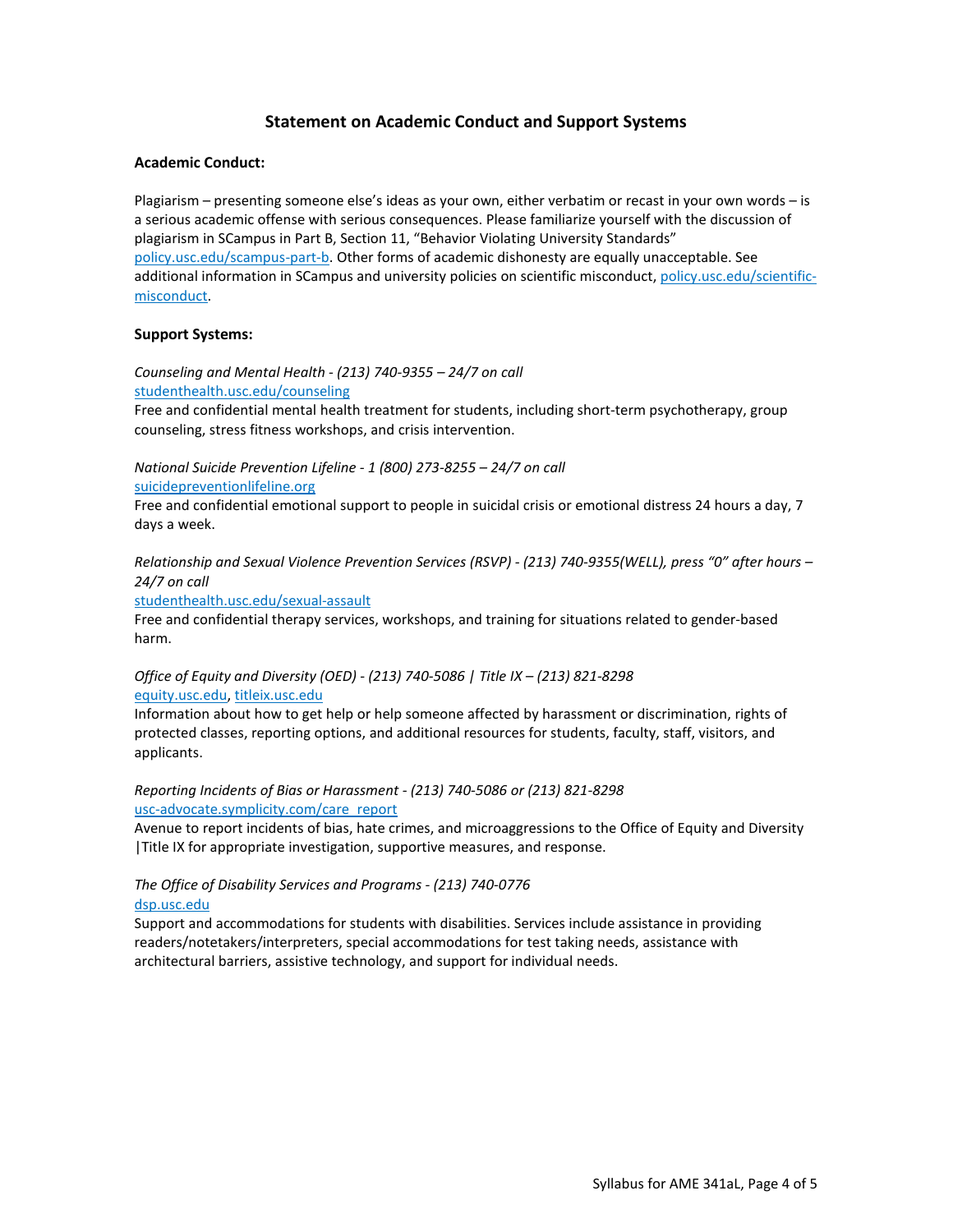## Statement on Academic Conduct and Support Systems

### Academic Conduct:

Plagiarism – presenting someone else's ideas as your own, either verbatim or recast in your own words – is a serious academic offense with serious consequences. Please familiarize yourself with the discussion of plagiarism in SCampus in Part B, Section 11, "Behavior Violating University Standards" policy.usc.edu/scampus-part-b. Other forms of academic dishonesty are equally unacceptable. See additional information in SCampus and university policies on scientific misconduct, policy.usc.edu/scientific-misconduct.

### Support Systems:

*Counseling and Mental Health - (213) 740-9355 – 24/7 on call*
studenthealth.usc.edu/counseling
Free and confidential mental health treatment for students, including short-term psychotherapy, group counseling, stress fitness workshops, and crisis intervention.

*National Suicide Prevention Lifeline - 1 (800) 273-8255 – 24/7 on call*
suicidepreventionlifeline.org
Free and confidential emotional support to people in suicidal crisis or emotional distress 24 hours a day, 7 days a week.

*Relationship and Sexual Violence Prevention Services (RSVP) - (213) 740-9355(WELL), press "0" after hours – 24/7 on call*
studenthealth.usc.edu/sexual-assault
Free and confidential therapy services, workshops, and training for situations related to gender-based harm.

*Office of Equity and Diversity (OED) - (213) 740-5086 | Title IX – (213) 821-8298*
equity.usc.edu, titleix.usc.edu
Information about how to get help or help someone affected by harassment or discrimination, rights of protected classes, reporting options, and additional resources for students, faculty, staff, visitors, and applicants.

*Reporting Incidents of Bias or Harassment - (213) 740-5086 or (213) 821-8298*
usc-advocate.symplicity.com/care_report
Avenue to report incidents of bias, hate crimes, and microaggressions to the Office of Equity and Diversity |Title IX for appropriate investigation, supportive measures, and response.

*The Office of Disability Services and Programs - (213) 740-0776*
dsp.usc.edu
Support and accommodations for students with disabilities. Services include assistance in providing readers/notetakers/interpreters, special accommodations for test taking needs, assistance with architectural barriers, assistive technology, and support for individual needs.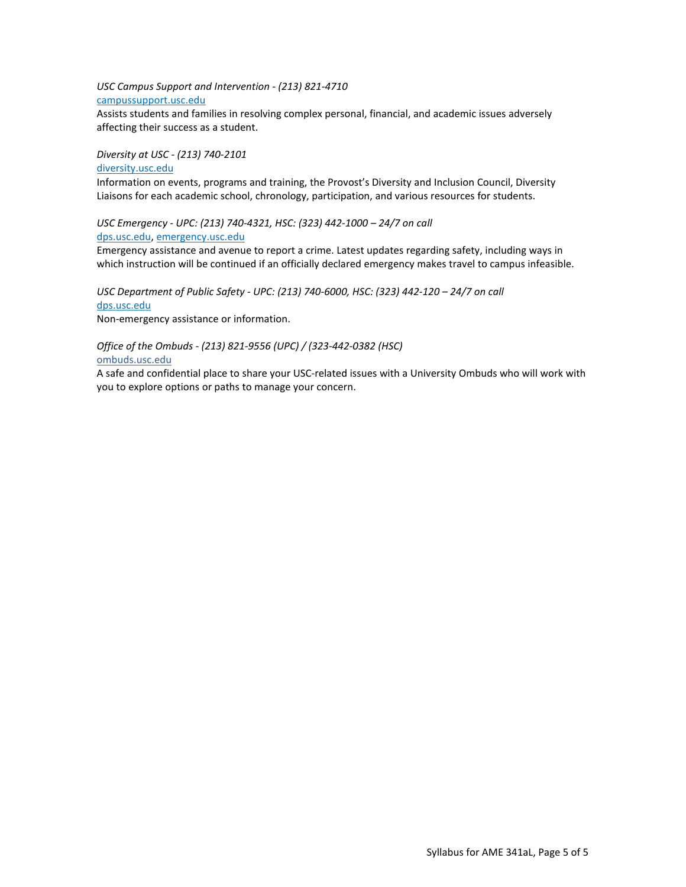*USC Campus Support and Intervention - (213) 821-4710*
campussupport.usc.edu
Assists students and families in resolving complex personal, financial, and academic issues adversely affecting their success as a student.

*Diversity at USC - (213) 740-2101*
diversity.usc.edu
Information on events, programs and training, the Provost's Diversity and Inclusion Council, Diversity Liaisons for each academic school, chronology, participation, and various resources for students.

*USC Emergency - UPC: (213) 740-4321, HSC: (323) 442-1000 – 24/7 on call*
dps.usc.edu, emergency.usc.edu
Emergency assistance and avenue to report a crime. Latest updates regarding safety, including ways in which instruction will be continued if an officially declared emergency makes travel to campus infeasible.

*USC Department of Public Safety - UPC: (213) 740-6000, HSC: (323) 442-120 – 24/7 on call*
dps.usc.edu
Non-emergency assistance or information.

*Office of the Ombuds - (213) 821-9556 (UPC) / (323-442-0382 (HSC)*
ombuds.usc.edu
A safe and confidential place to share your USC-related issues with a University Ombuds who will work with you to explore options or paths to manage your concern.